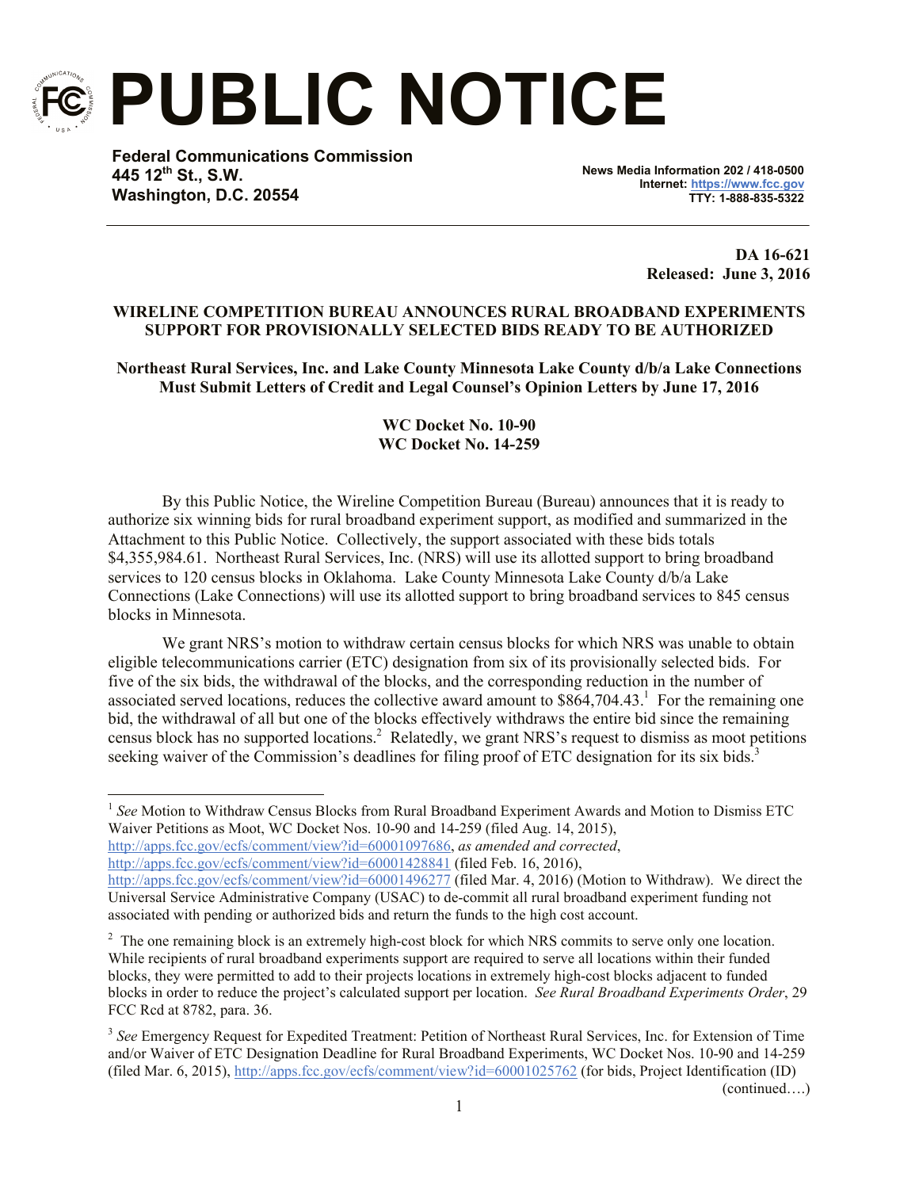# PUBLIC NOTICE

**Federal Communications Commission**
**445 12th St., S.W.**
**Washington, D.C. 20554**

**News Media Information 202 / 418-0500**
**Internet: https://www.fcc.gov**
**TTY: 1-888-835-5322**

**DA 16-621**
**Released: June 3, 2016**

**WIRELINE COMPETITION BUREAU ANNOUNCES RURAL BROADBAND EXPERIMENTS SUPPORT FOR PROVISIONALLY SELECTED BIDS READY TO BE AUTHORIZED**

**Northeast Rural Services, Inc. and Lake County Minnesota Lake County d/b/a Lake Connections Must Submit Letters of Credit and Legal Counsel's Opinion Letters by June 17, 2016**

**WC Docket No. 10-90**
**WC Docket No. 14-259**

By this Public Notice, the Wireline Competition Bureau (Bureau) announces that it is ready to authorize six winning bids for rural broadband experiment support, as modified and summarized in the Attachment to this Public Notice. Collectively, the support associated with these bids totals $4,355,984.61. Northeast Rural Services, Inc. (NRS) will use its allotted support to bring broadband services to 120 census blocks in Oklahoma. Lake County Minnesota Lake County d/b/a Lake Connections (Lake Connections) will use its allotted support to bring broadband services to 845 census blocks in Minnesota.

We grant NRS's motion to withdraw certain census blocks for which NRS was unable to obtain eligible telecommunications carrier (ETC) designation from six of its provisionally selected bids. For five of the six bids, the withdrawal of the blocks, and the corresponding reduction in the number of associated served locations, reduces the collective award amount to $864,704.43.[1] For the remaining one bid, the withdrawal of all but one of the blocks effectively withdraws the entire bid since the remaining census block has no supported locations.[2] Relatedly, we grant NRS's request to dismiss as moot petitions seeking waiver of the Commission's deadlines for filing proof of ETC designation for its six bids.[3]

---

[1] *See* Motion to Withdraw Census Blocks from Rural Broadband Experiment Awards and Motion to Dismiss ETC Waiver Petitions as Moot, WC Docket Nos. 10-90 and 14-259 (filed Aug. 14, 2015), http://apps.fcc.gov/ecfs/comment/view?id=60001097686, *as amended and corrected*, http://apps.fcc.gov/ecfs/comment/view?id=60001428841 (filed Feb. 16, 2016), http://apps.fcc.gov/ecfs/comment/view?id=60001496277 (filed Mar. 4, 2016) (Motion to Withdraw). We direct the Universal Service Administrative Company (USAC) to de-commit all rural broadband experiment funding not associated with pending or authorized bids and return the funds to the high cost account.

[2] The one remaining block is an extremely high-cost block for which NRS commits to serve only one location. While recipients of rural broadband experiments support are required to serve all locations within their funded blocks, they were permitted to add to their projects locations in extremely high-cost blocks adjacent to funded blocks in order to reduce the project's calculated support per location. *See Rural Broadband Experiments Order*, 29 FCC Rcd at 8782, para. 36.

[3] *See* Emergency Request for Expedited Treatment: Petition of Northeast Rural Services, Inc. for Extension of Time and/or Waiver of ETC Designation Deadline for Rural Broadband Experiments, WC Docket Nos. 10-90 and 14-259 (filed Mar. 6, 2015), http://apps.fcc.gov/ecfs/comment/view?id=60001025762 (for bids, Project Identification (ID) (continued….)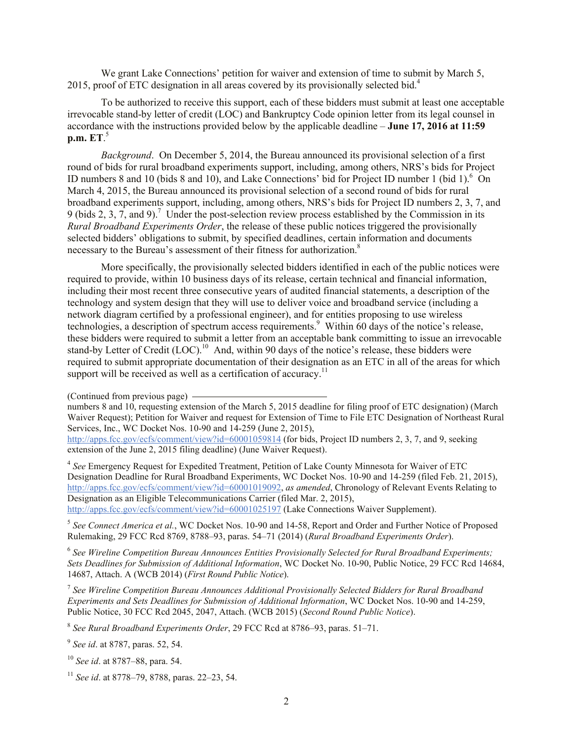We grant Lake Connections' petition for waiver and extension of time to submit by March 5, 2015, proof of ETC designation in all areas covered by its provisionally selected bid.[4]

To be authorized to receive this support, each of these bidders must submit at least one acceptable irrevocable stand-by letter of credit (LOC) and Bankruptcy Code opinion letter from its legal counsel in accordance with the instructions provided below by the applicable deadline – **June 17, 2016 at 11:59 p.m. ET**.[5]

*Background*. On December 5, 2014, the Bureau announced its provisional selection of a first round of bids for rural broadband experiments support, including, among others, NRS's bids for Project ID numbers 8 and 10 (bids 8 and 10), and Lake Connections' bid for Project ID number 1 (bid 1).[6] On March 4, 2015, the Bureau announced its provisional selection of a second round of bids for rural broadband experiments support, including, among others, NRS's bids for Project ID numbers 2, 3, 7, and 9 (bids 2, 3, 7, and 9).[7] Under the post-selection review process established by the Commission in its *Rural Broadband Experiments Order*, the release of these public notices triggered the provisionally selected bidders' obligations to submit, by specified deadlines, certain information and documents necessary to the Bureau's assessment of their fitness for authorization.[8]

More specifically, the provisionally selected bidders identified in each of the public notices were required to provide, within 10 business days of its release, certain technical and financial information, including their most recent three consecutive years of audited financial statements, a description of the technology and system design that they will use to deliver voice and broadband service (including a network diagram certified by a professional engineer), and for entities proposing to use wireless technologies, a description of spectrum access requirements.[9] Within 60 days of the notice's release, these bidders were required to submit a letter from an acceptable bank committing to issue an irrevocable stand-by Letter of Credit (LOC).[10] And, within 90 days of the notice's release, these bidders were required to submit appropriate documentation of their designation as an ETC in all of the areas for which support will be received as well as a certification of accuracy.[11]

---

(Continued from previous page)
numbers 8 and 10, requesting extension of the March 5, 2015 deadline for filing proof of ETC designation) (March Waiver Request); Petition for Waiver and request for Extension of Time to File ETC Designation of Northeast Rural Services, Inc., WC Docket Nos. 10-90 and 14-259 (June 2, 2015), http://apps.fcc.gov/ecfs/comment/view?id=60001059814 (for bids, Project ID numbers 2, 3, 7, and 9, seeking extension of the June 2, 2015 filing deadline) (June Waiver Request).

[4] *See* Emergency Request for Expedited Treatment, Petition of Lake County Minnesota for Waiver of ETC Designation Deadline for Rural Broadband Experiments, WC Docket Nos. 10-90 and 14-259 (filed Feb. 21, 2015), http://apps.fcc.gov/ecfs/comment/view?id=60001019092, *as amended*, Chronology of Relevant Events Relating to Designation as an Eligible Telecommunications Carrier (filed Mar. 2, 2015), http://apps.fcc.gov/ecfs/comment/view?id=60001025197 (Lake Connections Waiver Supplement).

[5] *See Connect America et al.*, WC Docket Nos. 10-90 and 14-58, Report and Order and Further Notice of Proposed Rulemaking, 29 FCC Rcd 8769, 8788–93, paras. 54–71 (2014) (*Rural Broadband Experiments Order*).

[6] *See Wireline Competition Bureau Announces Entities Provisionally Selected for Rural Broadband Experiments; Sets Deadlines for Submission of Additional Information*, WC Docket No. 10-90, Public Notice, 29 FCC Rcd 14684, 14687, Attach. A (WCB 2014) (*First Round Public Notice*).

[7] *See Wireline Competition Bureau Announces Additional Provisionally Selected Bidders for Rural Broadband Experiments and Sets Deadlines for Submission of Additional Information*, WC Docket Nos. 10-90 and 14-259, Public Notice, 30 FCC Rcd 2045, 2047, Attach. (WCB 2015) (*Second Round Public Notice*).

[8] *See Rural Broadband Experiments Order*, 29 FCC Rcd at 8786–93, paras. 51–71.

[9] *See id*. at 8787, paras. 52, 54.

[10] *See id*. at 8787–88, para. 54.

[11] *See id*. at 8778–79, 8788, paras. 22–23, 54.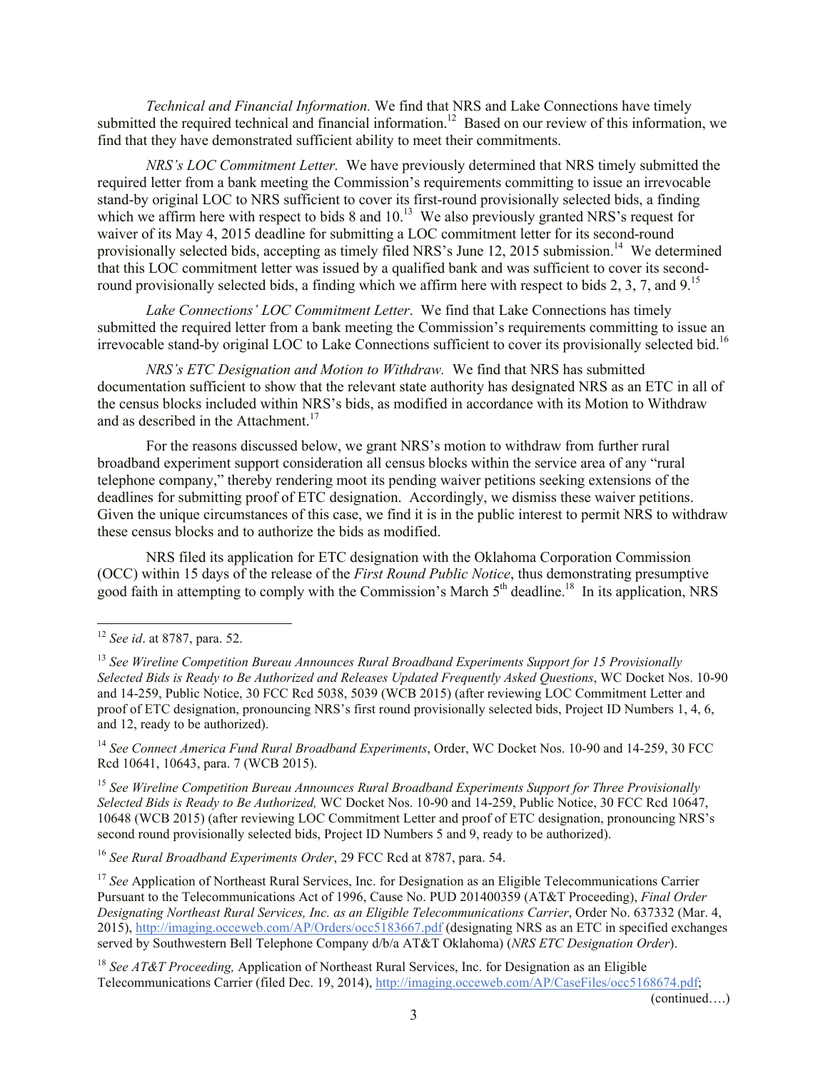*Technical and Financial Information.* We find that NRS and Lake Connections have timely submitted the required technical and financial information.[12] Based on our review of this information, we find that they have demonstrated sufficient ability to meet their commitments.

*NRS's LOC Commitment Letter.* We have previously determined that NRS timely submitted the required letter from a bank meeting the Commission's requirements committing to issue an irrevocable stand-by original LOC to NRS sufficient to cover its first-round provisionally selected bids, a finding which we affirm here with respect to bids 8 and 10.[13] We also previously granted NRS's request for waiver of its May 4, 2015 deadline for submitting a LOC commitment letter for its second-round provisionally selected bids, accepting as timely filed NRS's June 12, 2015 submission.[14] We determined that this LOC commitment letter was issued by a qualified bank and was sufficient to cover its second-round provisionally selected bids, a finding which we affirm here with respect to bids 2, 3, 7, and 9.[15]

*Lake Connections' LOC Commitment Letter*. We find that Lake Connections has timely submitted the required letter from a bank meeting the Commission's requirements committing to issue an irrevocable stand-by original LOC to Lake Connections sufficient to cover its provisionally selected bid.[16]

*NRS's ETC Designation and Motion to Withdraw.* We find that NRS has submitted documentation sufficient to show that the relevant state authority has designated NRS as an ETC in all of the census blocks included within NRS's bids, as modified in accordance with its Motion to Withdraw and as described in the Attachment.[17]

For the reasons discussed below, we grant NRS's motion to withdraw from further rural broadband experiment support consideration all census blocks within the service area of any "rural telephone company," thereby rendering moot its pending waiver petitions seeking extensions of the deadlines for submitting proof of ETC designation. Accordingly, we dismiss these waiver petitions. Given the unique circumstances of this case, we find it is in the public interest to permit NRS to withdraw these census blocks and to authorize the bids as modified.

NRS filed its application for ETC designation with the Oklahoma Corporation Commission (OCC) within 15 days of the release of the *First Round Public Notice*, thus demonstrating presumptive good faith in attempting to comply with the Commission's March 5th deadline.[18] In its application, NRS

---

[12] *See id*. at 8787, para. 52.

[13] *See Wireline Competition Bureau Announces Rural Broadband Experiments Support for 15 Provisionally Selected Bids is Ready to Be Authorized and Releases Updated Frequently Asked Questions*, WC Docket Nos. 10-90 and 14-259, Public Notice, 30 FCC Rcd 5038, 5039 (WCB 2015) (after reviewing LOC Commitment Letter and proof of ETC designation, pronouncing NRS's first round provisionally selected bids, Project ID Numbers 1, 4, 6, and 12, ready to be authorized).

[14] *See Connect America Fund Rural Broadband Experiments*, Order, WC Docket Nos. 10-90 and 14-259, 30 FCC Rcd 10641, 10643, para. 7 (WCB 2015).

[15] *See Wireline Competition Bureau Announces Rural Broadband Experiments Support for Three Provisionally Selected Bids is Ready to Be Authorized,* WC Docket Nos. 10-90 and 14-259, Public Notice, 30 FCC Rcd 10647, 10648 (WCB 2015) (after reviewing LOC Commitment Letter and proof of ETC designation, pronouncing NRS's second round provisionally selected bids, Project ID Numbers 5 and 9, ready to be authorized).

[16] *See Rural Broadband Experiments Order*, 29 FCC Rcd at 8787, para. 54.

[17] *See* Application of Northeast Rural Services, Inc. for Designation as an Eligible Telecommunications Carrier Pursuant to the Telecommunications Act of 1996, Cause No. PUD 201400359 (AT&T Proceeding), *Final Order Designating Northeast Rural Services, Inc. as an Eligible Telecommunications Carrier*, Order No. 637332 (Mar. 4, 2015), http://imaging.occeweb.com/AP/Orders/occ5183667.pdf (designating NRS as an ETC in specified exchanges served by Southwestern Bell Telephone Company d/b/a AT&T Oklahoma) (*NRS ETC Designation Order*).

[18] *See AT&T Proceeding,* Application of Northeast Rural Services, Inc. for Designation as an Eligible Telecommunications Carrier (filed Dec. 19, 2014), http://imaging.occeweb.com/AP/CaseFiles/occ5168674.pdf;

(continued….)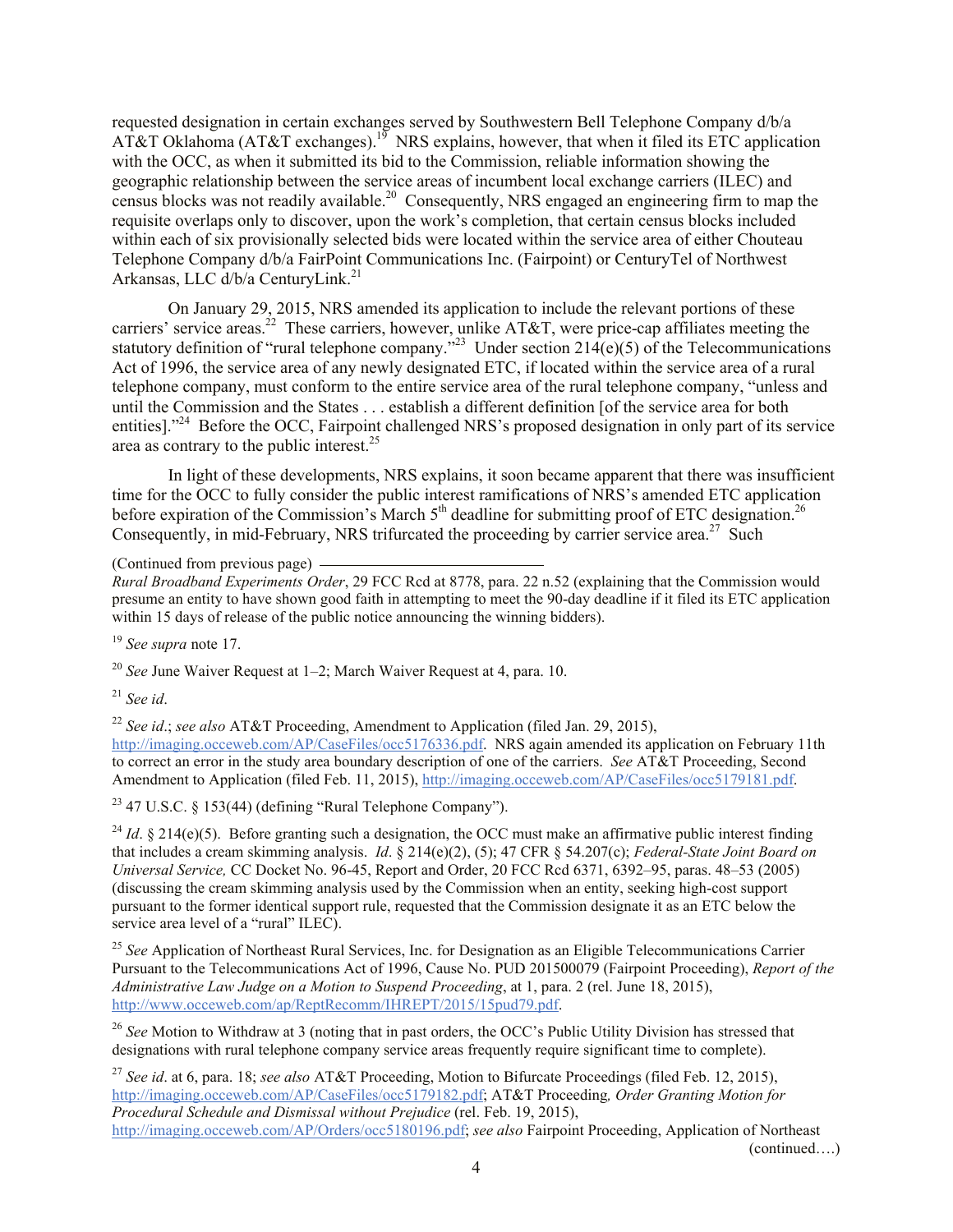requested designation in certain exchanges served by Southwestern Bell Telephone Company d/b/a AT&T Oklahoma (AT&T exchanges).[19] NRS explains, however, that when it filed its ETC application with the OCC, as when it submitted its bid to the Commission, reliable information showing the geographic relationship between the service areas of incumbent local exchange carriers (ILEC) and census blocks was not readily available.[20] Consequently, NRS engaged an engineering firm to map the requisite overlaps only to discover, upon the work's completion, that certain census blocks included within each of six provisionally selected bids were located within the service area of either Chouteau Telephone Company d/b/a FairPoint Communications Inc. (Fairpoint) or CenturyTel of Northwest Arkansas, LLC d/b/a CenturyLink.[21]

On January 29, 2015, NRS amended its application to include the relevant portions of these carriers' service areas.[22] These carriers, however, unlike AT&T, were price-cap affiliates meeting the statutory definition of "rural telephone company."[23] Under section 214(e)(5) of the Telecommunications Act of 1996, the service area of any newly designated ETC, if located within the service area of a rural telephone company, must conform to the entire service area of the rural telephone company, "unless and until the Commission and the States . . . establish a different definition [of the service area for both entities]."[24] Before the OCC, Fairpoint challenged NRS's proposed designation in only part of its service area as contrary to the public interest.[25]

In light of these developments, NRS explains, it soon became apparent that there was insufficient time for the OCC to fully consider the public interest ramifications of NRS's amended ETC application before expiration of the Commission's March 5th deadline for submitting proof of ETC designation.[26] Consequently, in mid-February, NRS trifurcated the proceeding by carrier service area.[27] Such

---

(Continued from previous page)

*Rural Broadband Experiments Order*, 29 FCC Rcd at 8778, para. 22 n.52 (explaining that the Commission would presume an entity to have shown good faith in attempting to meet the 90-day deadline if it filed its ETC application within 15 days of release of the public notice announcing the winning bidders).

[19] *See supra* note 17.

[20] *See* June Waiver Request at 1–2; March Waiver Request at 4, para. 10.

[21] *See id*.

[22] *See id*.; *see also* AT&T Proceeding, Amendment to Application (filed Jan. 29, 2015), http://imaging.occeweb.com/AP/CaseFiles/occ5176336.pdf. NRS again amended its application on February 11th to correct an error in the study area boundary description of one of the carriers. *See* AT&T Proceeding, Second Amendment to Application (filed Feb. 11, 2015), http://imaging.occeweb.com/AP/CaseFiles/occ5179181.pdf.

[23] 47 U.S.C. § 153(44) (defining "Rural Telephone Company").

[24] *Id*. § 214(e)(5). Before granting such a designation, the OCC must make an affirmative public interest finding that includes a cream skimming analysis. *Id*. § 214(e)(2), (5); 47 CFR § 54.207(c); *Federal-State Joint Board on Universal Service,* CC Docket No. 96-45, Report and Order, 20 FCC Rcd 6371, 6392–95, paras. 48–53 (2005) (discussing the cream skimming analysis used by the Commission when an entity, seeking high-cost support pursuant to the former identical support rule, requested that the Commission designate it as an ETC below the service area level of a "rural" ILEC).

[25] *See* Application of Northeast Rural Services, Inc. for Designation as an Eligible Telecommunications Carrier Pursuant to the Telecommunications Act of 1996, Cause No. PUD 201500079 (Fairpoint Proceeding), *Report of the Administrative Law Judge on a Motion to Suspend Proceeding*, at 1, para. 2 (rel. June 18, 2015), http://www.occeweb.com/ap/ReptRecomm/IHREPT/2015/15pud79.pdf.

[26] *See* Motion to Withdraw at 3 (noting that in past orders, the OCC's Public Utility Division has stressed that designations with rural telephone company service areas frequently require significant time to complete).

[27] *See id*. at 6, para. 18; *see also* AT&T Proceeding, Motion to Bifurcate Proceedings (filed Feb. 12, 2015), http://imaging.occeweb.com/AP/CaseFiles/occ5179182.pdf; AT&T Proceeding*, Order Granting Motion for Procedural Schedule and Dismissal without Prejudice* (rel. Feb. 19, 2015), http://imaging.occeweb.com/AP/Orders/occ5180196.pdf; *see also* Fairpoint Proceeding, Application of Northeast

(continued….)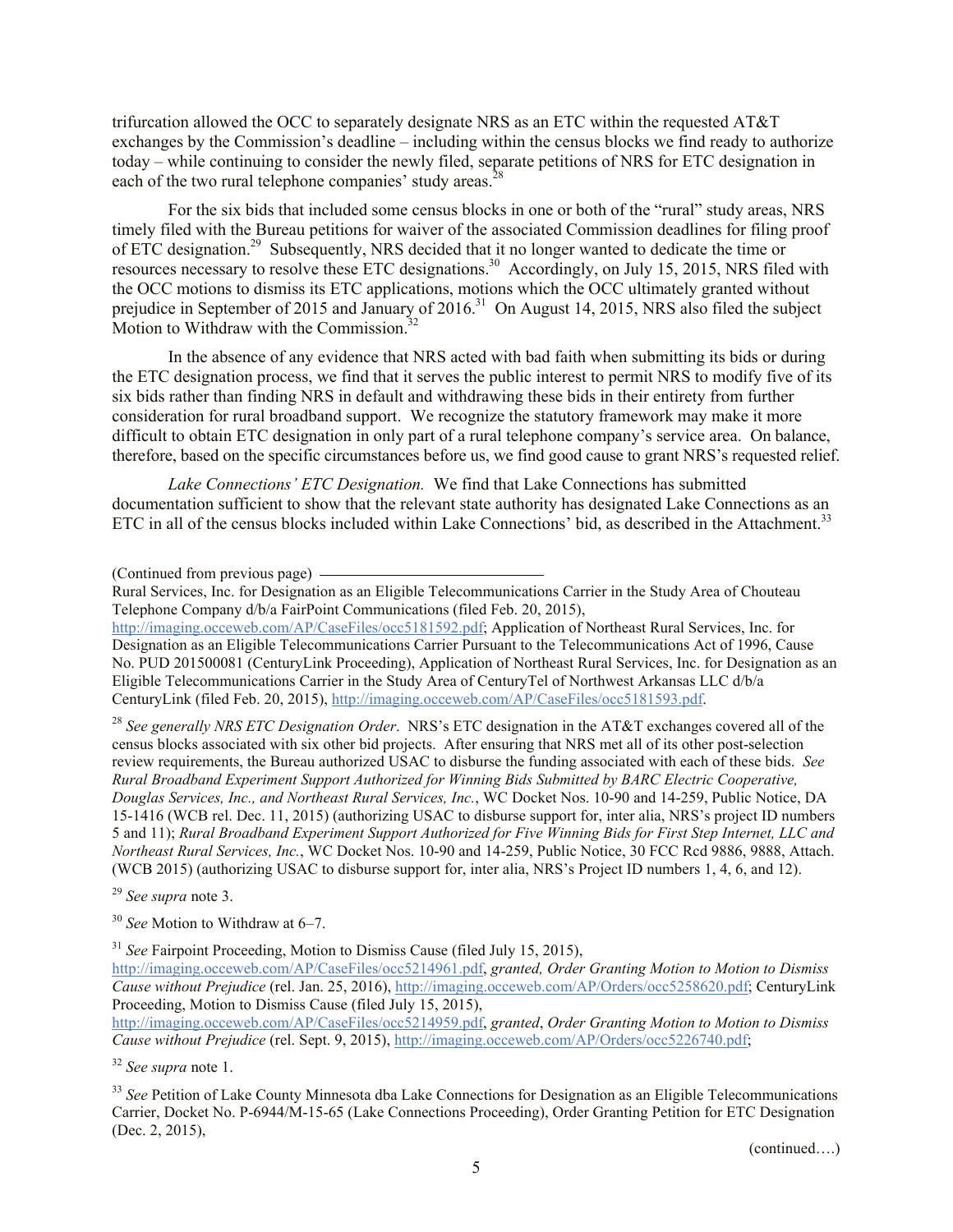trifurcation allowed the OCC to separately designate NRS as an ETC within the requested AT&T exchanges by the Commission's deadline – including within the census blocks we find ready to authorize today – while continuing to consider the newly filed, separate petitions of NRS for ETC designation in each of the two rural telephone companies' study areas.[28]

For the six bids that included some census blocks in one or both of the "rural" study areas, NRS timely filed with the Bureau petitions for waiver of the associated Commission deadlines for filing proof of ETC designation.[29] Subsequently, NRS decided that it no longer wanted to dedicate the time or resources necessary to resolve these ETC designations.[30] Accordingly, on July 15, 2015, NRS filed with the OCC motions to dismiss its ETC applications, motions which the OCC ultimately granted without prejudice in September of 2015 and January of 2016.[31] On August 14, 2015, NRS also filed the subject Motion to Withdraw with the Commission.[32]

In the absence of any evidence that NRS acted with bad faith when submitting its bids or during the ETC designation process, we find that it serves the public interest to permit NRS to modify five of its six bids rather than finding NRS in default and withdrawing these bids in their entirety from further consideration for rural broadband support. We recognize the statutory framework may make it more difficult to obtain ETC designation in only part of a rural telephone company's service area. On balance, therefore, based on the specific circumstances before us, we find good cause to grant NRS's requested relief.

*Lake Connections' ETC Designation.* We find that Lake Connections has submitted documentation sufficient to show that the relevant state authority has designated Lake Connections as an ETC in all of the census blocks included within Lake Connections' bid, as described in the Attachment.[33]

(Continued from previous page)

Rural Services, Inc. for Designation as an Eligible Telecommunications Carrier in the Study Area of Chouteau Telephone Company d/b/a FairPoint Communications (filed Feb. 20, 2015), http://imaging.occeweb.com/AP/CaseFiles/occ5181592.pdf; Application of Northeast Rural Services, Inc. for Designation as an Eligible Telecommunications Carrier Pursuant to the Telecommunications Act of 1996, Cause No. PUD 201500081 (CenturyLink Proceeding), Application of Northeast Rural Services, Inc. for Designation as an Eligible Telecommunications Carrier in the Study Area of CenturyTel of Northwest Arkansas LLC d/b/a CenturyLink (filed Feb. 20, 2015), http://imaging.occeweb.com/AP/CaseFiles/occ5181593.pdf.

[28] *See generally NRS ETC Designation Order*. NRS's ETC designation in the AT&T exchanges covered all of the census blocks associated with six other bid projects. After ensuring that NRS met all of its other post-selection review requirements, the Bureau authorized USAC to disburse the funding associated with each of these bids. *See Rural Broadband Experiment Support Authorized for Winning Bids Submitted by BARC Electric Cooperative, Douglas Services, Inc., and Northeast Rural Services, Inc.*, WC Docket Nos. 10-90 and 14-259, Public Notice, DA 15-1416 (WCB rel. Dec. 11, 2015) (authorizing USAC to disburse support for, inter alia, NRS's project ID numbers 5 and 11); *Rural Broadband Experiment Support Authorized for Five Winning Bids for First Step Internet, LLC and Northeast Rural Services, Inc.*, WC Docket Nos. 10-90 and 14-259, Public Notice, 30 FCC Rcd 9886, 9888, Attach. (WCB 2015) (authorizing USAC to disburse support for, inter alia, NRS's Project ID numbers 1, 4, 6, and 12).

[29] *See supra* note 3.

[30] *See* Motion to Withdraw at 6–7.

[31] *See* Fairpoint Proceeding, Motion to Dismiss Cause (filed July 15, 2015), http://imaging.occeweb.com/AP/CaseFiles/occ5214961.pdf, *granted, Order Granting Motion to Motion to Dismiss Cause without Prejudice* (rel. Jan. 25, 2016), http://imaging.occeweb.com/AP/Orders/occ5258620.pdf; CenturyLink Proceeding, Motion to Dismiss Cause (filed July 15, 2015), http://imaging.occeweb.com/AP/CaseFiles/occ5214959.pdf, *granted*, *Order Granting Motion to Motion to Dismiss Cause without Prejudice* (rel. Sept. 9, 2015), http://imaging.occeweb.com/AP/Orders/occ5226740.pdf;

[32] *See supra* note 1.

[33] *See* Petition of Lake County Minnesota dba Lake Connections for Designation as an Eligible Telecommunications Carrier, Docket No. P-6944/M-15-65 (Lake Connections Proceeding), Order Granting Petition for ETC Designation (Dec. 2, 2015),

(continued….)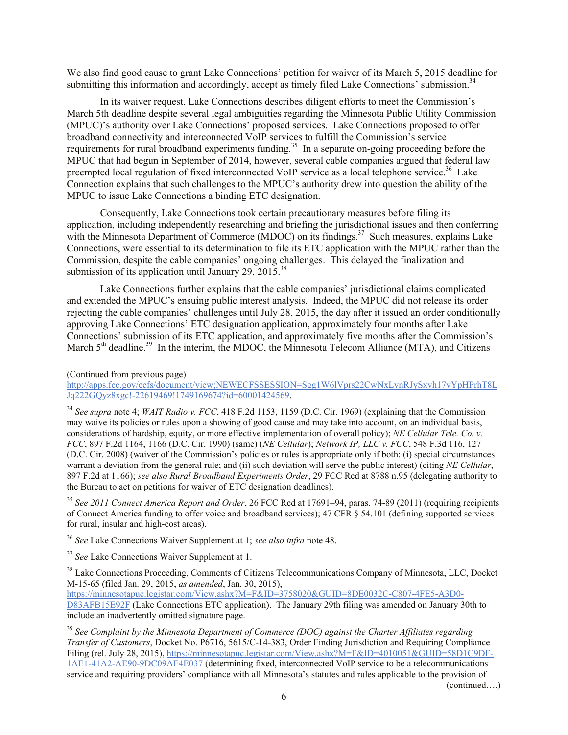We also find good cause to grant Lake Connections' petition for waiver of its March 5, 2015 deadline for submitting this information and accordingly, accept as timely filed Lake Connections' submission.[34]

In its waiver request, Lake Connections describes diligent efforts to meet the Commission's March 5th deadline despite several legal ambiguities regarding the Minnesota Public Utility Commission (MPUC)'s authority over Lake Connections' proposed services. Lake Connections proposed to offer broadband connectivity and interconnected VoIP services to fulfill the Commission's service requirements for rural broadband experiments funding.[35] In a separate on-going proceeding before the MPUC that had begun in September of 2014, however, several cable companies argued that federal law preempted local regulation of fixed interconnected VoIP service as a local telephone service.[36] Lake Connection explains that such challenges to the MPUC's authority drew into question the ability of the MPUC to issue Lake Connections a binding ETC designation.

Consequently, Lake Connections took certain precautionary measures before filing its application, including independently researching and briefing the jurisdictional issues and then conferring with the Minnesota Department of Commerce (MDOC) on its findings.[37] Such measures, explains Lake Connections, were essential to its determination to file its ETC application with the MPUC rather than the Commission, despite the cable companies' ongoing challenges. This delayed the finalization and submission of its application until January 29, 2015.[38]

Lake Connections further explains that the cable companies' jurisdictional claims complicated and extended the MPUC's ensuing public interest analysis. Indeed, the MPUC did not release its order rejecting the cable companies' challenges until July 28, 2015, the day after it issued an order conditionally approving Lake Connections' ETC designation application, approximately four months after Lake Connections' submission of its ETC application, and approximately five months after the Commission's March 5th deadline.[39] In the interim, the MDOC, the Minnesota Telecom Alliance (MTA), and Citizens

(Continued from previous page) http://apps.fcc.gov/ecfs/document/view;NEWECFSSESSION=Sgg1W6lVprs22CwNxLvnRJySxvh17vYpHPrhT8LJq222GQyz8xgc!-22619469!1749169674?id=60001424569.

[34] *See supra* note 4; *WAIT Radio v. FCC*, 418 F.2d 1153, 1159 (D.C. Cir. 1969) (explaining that the Commission may waive its policies or rules upon a showing of good cause and may take into account, on an individual basis, considerations of hardship, equity, or more effective implementation of overall policy); *NE Cellular Tele. Co. v. FCC*, 897 F.2d 1164, 1166 (D.C. Cir. 1990) (same) (*NE Cellular*); *Network IP, LLC v. FCC*, 548 F.3d 116, 127 (D.C. Cir. 2008) (waiver of the Commission's policies or rules is appropriate only if both: (i) special circumstances warrant a deviation from the general rule; and (ii) such deviation will serve the public interest) (citing *NE Cellular*, 897 F.2d at 1166); *see also Rural Broadband Experiments Order*, 29 FCC Rcd at 8788 n.95 (delegating authority to the Bureau to act on petitions for waiver of ETC designation deadlines).

[35] *See 2011 Connect America Report and Order*, 26 FCC Rcd at 17691–94, paras. 74-89 (2011) (requiring recipients of Connect America funding to offer voice and broadband services); 47 CFR § 54.101 (defining supported services for rural, insular and high-cost areas).

[36] *See* Lake Connections Waiver Supplement at 1; *see also infra* note 48.

[37] *See* Lake Connections Waiver Supplement at 1.

[38] Lake Connections Proceeding, Comments of Citizens Telecommunications Company of Minnesota, LLC, Docket M-15-65 (filed Jan. 29, 2015, *as amended*, Jan. 30, 2015), https://minnesotapuc.legistar.com/View.ashx?M=F&ID=3758020&GUID=8DE0032C-C807-4FE5-A3D0-D83AFB15E92F (Lake Connections ETC application). The January 29th filing was amended on January 30th to include an inadvertently omitted signature page.

[39] *See Complaint by the Minnesota Department of Commerce (DOC) against the Charter Affiliates regarding Transfer of Customers*, Docket No. P6716, 5615/C-14-383, Order Finding Jurisdiction and Requiring Compliance Filing (rel. July 28, 2015), https://minnesotapuc.legistar.com/View.ashx?M=F&ID=4010051&GUID=58D1C9DF-1AE1-41A2-AE90-9DC09AF4E037 (determining fixed, interconnected VoIP service to be a telecommunications service and requiring providers' compliance with all Minnesota's statutes and rules applicable to the provision of (continued….)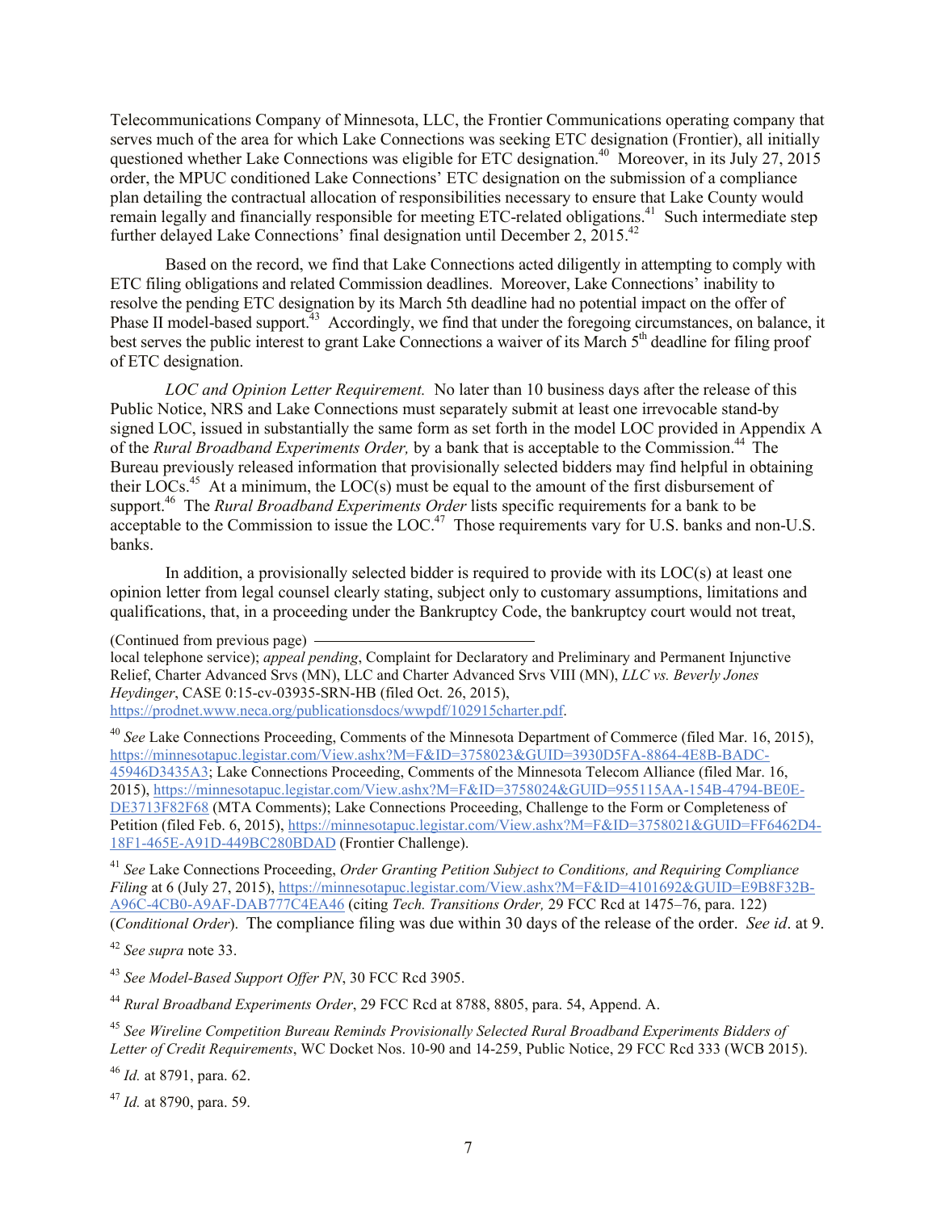Telecommunications Company of Minnesota, LLC, the Frontier Communications operating company that serves much of the area for which Lake Connections was seeking ETC designation (Frontier), all initially questioned whether Lake Connections was eligible for ETC designation.[40] Moreover, in its July 27, 2015 order, the MPUC conditioned Lake Connections' ETC designation on the submission of a compliance plan detailing the contractual allocation of responsibilities necessary to ensure that Lake County would remain legally and financially responsible for meeting ETC-related obligations.[41] Such intermediate step further delayed Lake Connections' final designation until December 2, 2015.[42]

Based on the record, we find that Lake Connections acted diligently in attempting to comply with ETC filing obligations and related Commission deadlines. Moreover, Lake Connections' inability to resolve the pending ETC designation by its March 5th deadline had no potential impact on the offer of Phase II model-based support.[43] Accordingly, we find that under the foregoing circumstances, on balance, it best serves the public interest to grant Lake Connections a waiver of its March 5th deadline for filing proof of ETC designation.

*LOC and Opinion Letter Requirement.* No later than 10 business days after the release of this Public Notice, NRS and Lake Connections must separately submit at least one irrevocable stand-by signed LOC, issued in substantially the same form as set forth in the model LOC provided in Appendix A of the *Rural Broadband Experiments Order,* by a bank that is acceptable to the Commission.[44] The Bureau previously released information that provisionally selected bidders may find helpful in obtaining their LOCs.[45] At a minimum, the LOC(s) must be equal to the amount of the first disbursement of support.[46] The *Rural Broadband Experiments Order* lists specific requirements for a bank to be acceptable to the Commission to issue the LOC.[47] Those requirements vary for U.S. banks and non-U.S. banks.

In addition, a provisionally selected bidder is required to provide with its LOC(s) at least one opinion letter from legal counsel clearly stating, subject only to customary assumptions, limitations and qualifications, that, in a proceeding under the Bankruptcy Code, the bankruptcy court would not treat,

---

(Continued from previous page)
local telephone service); *appeal pending*, Complaint for Declaratory and Preliminary and Permanent Injunctive Relief, Charter Advanced Srvs (MN), LLC and Charter Advanced Srvs VIII (MN), *LLC vs. Beverly Jones Heydinger*, CASE 0:15-cv-03935-SRN-HB (filed Oct. 26, 2015), https://prodnet.www.neca.org/publicationsdocs/wwpdf/102915charter.pdf.

[40] *See* Lake Connections Proceeding, Comments of the Minnesota Department of Commerce (filed Mar. 16, 2015), https://minnesotapuc.legistar.com/View.ashx?M=F&ID=3758023&GUID=3930D5FA-8864-4E8B-BADC-45946D3435A3; Lake Connections Proceeding, Comments of the Minnesota Telecom Alliance (filed Mar. 16, 2015), https://minnesotapuc.legistar.com/View.ashx?M=F&ID=3758024&GUID=955115AA-154B-4794-BE0E-DE3713F82F68 (MTA Comments); Lake Connections Proceeding, Challenge to the Form or Completeness of Petition (filed Feb. 6, 2015), https://minnesotapuc.legistar.com/View.ashx?M=F&ID=3758021&GUID=FF6462D4-18F1-465E-A91D-449BC280BDAD (Frontier Challenge).

[41] *See* Lake Connections Proceeding, *Order Granting Petition Subject to Conditions, and Requiring Compliance Filing* at 6 (July 27, 2015), https://minnesotapuc.legistar.com/View.ashx?M=F&ID=4101692&GUID=E9B8F32B-A96C-4CB0-A9AF-DAB777C4EA46 (citing *Tech. Transitions Order,* 29 FCC Rcd at 1475–76, para. 122) (*Conditional Order*). The compliance filing was due within 30 days of the release of the order. *See id*. at 9.

[42] *See supra* note 33.

[43] *See Model-Based Support Offer PN*, 30 FCC Rcd 3905.

[44] *Rural Broadband Experiments Order*, 29 FCC Rcd at 8788, 8805, para. 54, Append. A.

[45] *See Wireline Competition Bureau Reminds Provisionally Selected Rural Broadband Experiments Bidders of Letter of Credit Requirements*, WC Docket Nos. 10-90 and 14-259, Public Notice, 29 FCC Rcd 333 (WCB 2015).

[46] *Id.* at 8791, para. 62.

[47] *Id.* at 8790, para. 59.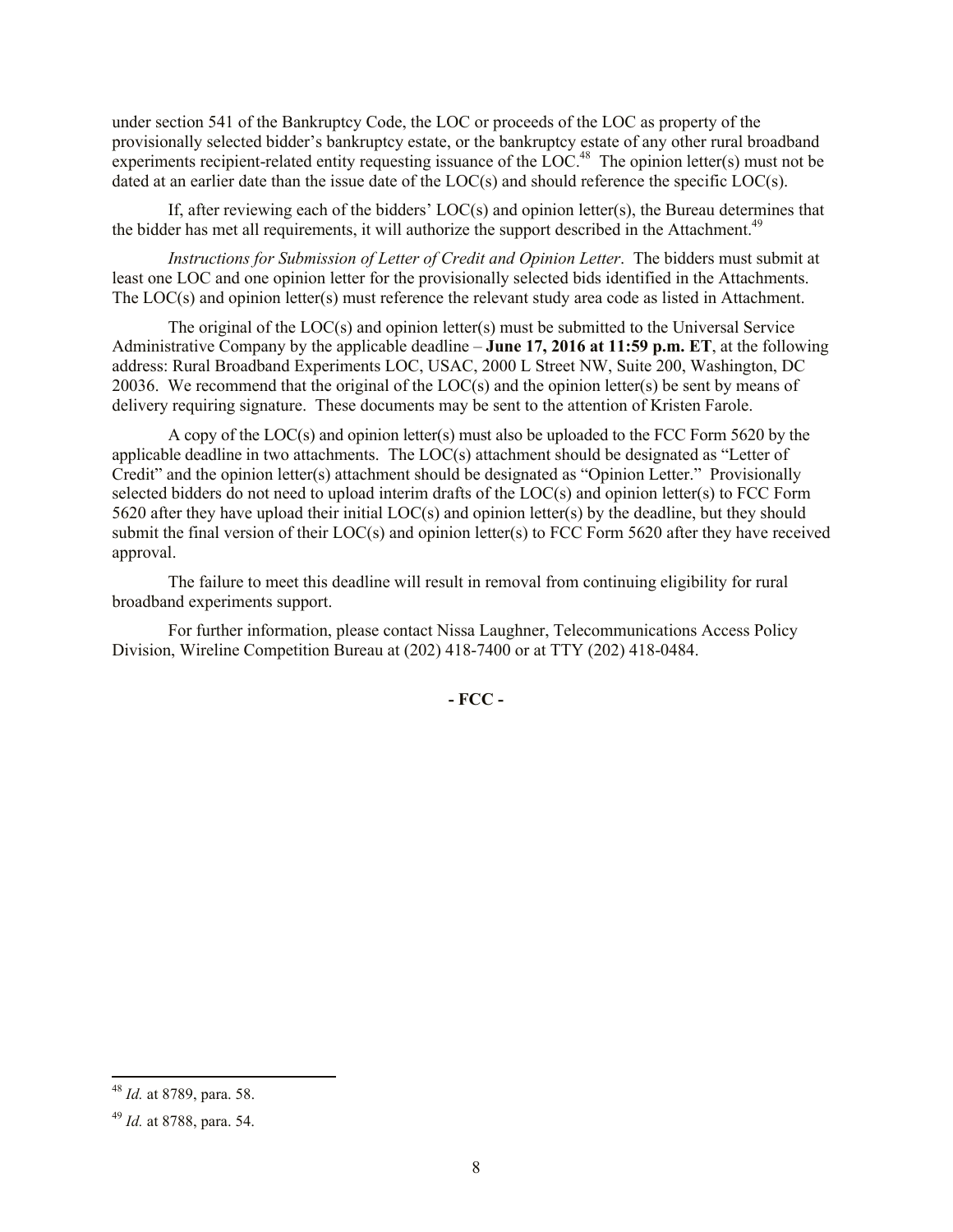under section 541 of the Bankruptcy Code, the LOC or proceeds of the LOC as property of the provisionally selected bidder's bankruptcy estate, or the bankruptcy estate of any other rural broadband experiments recipient-related entity requesting issuance of the LOC.[48] The opinion letter(s) must not be dated at an earlier date than the issue date of the LOC(s) and should reference the specific LOC(s).

If, after reviewing each of the bidders' LOC(s) and opinion letter(s), the Bureau determines that the bidder has met all requirements, it will authorize the support described in the Attachment.[49]

*Instructions for Submission of Letter of Credit and Opinion Letter*. The bidders must submit at least one LOC and one opinion letter for the provisionally selected bids identified in the Attachments. The LOC(s) and opinion letter(s) must reference the relevant study area code as listed in Attachment.

The original of the LOC(s) and opinion letter(s) must be submitted to the Universal Service Administrative Company by the applicable deadline – **June 17, 2016 at 11:59 p.m. ET**, at the following address: Rural Broadband Experiments LOC, USAC, 2000 L Street NW, Suite 200, Washington, DC 20036. We recommend that the original of the LOC(s) and the opinion letter(s) be sent by means of delivery requiring signature. These documents may be sent to the attention of Kristen Farole.

A copy of the LOC(s) and opinion letter(s) must also be uploaded to the FCC Form 5620 by the applicable deadline in two attachments. The LOC(s) attachment should be designated as "Letter of Credit" and the opinion letter(s) attachment should be designated as "Opinion Letter." Provisionally selected bidders do not need to upload interim drafts of the LOC(s) and opinion letter(s) to FCC Form 5620 after they have upload their initial LOC(s) and opinion letter(s) by the deadline, but they should submit the final version of their LOC(s) and opinion letter(s) to FCC Form 5620 after they have received approval.

The failure to meet this deadline will result in removal from continuing eligibility for rural broadband experiments support.

For further information, please contact Nissa Laughner, Telecommunications Access Policy Division, Wireline Competition Bureau at (202) 418-7400 or at TTY (202) 418-0484.

**- FCC -**

---

[48] *Id.* at 8789, para. 58.

[49] *Id.* at 8788, para. 54.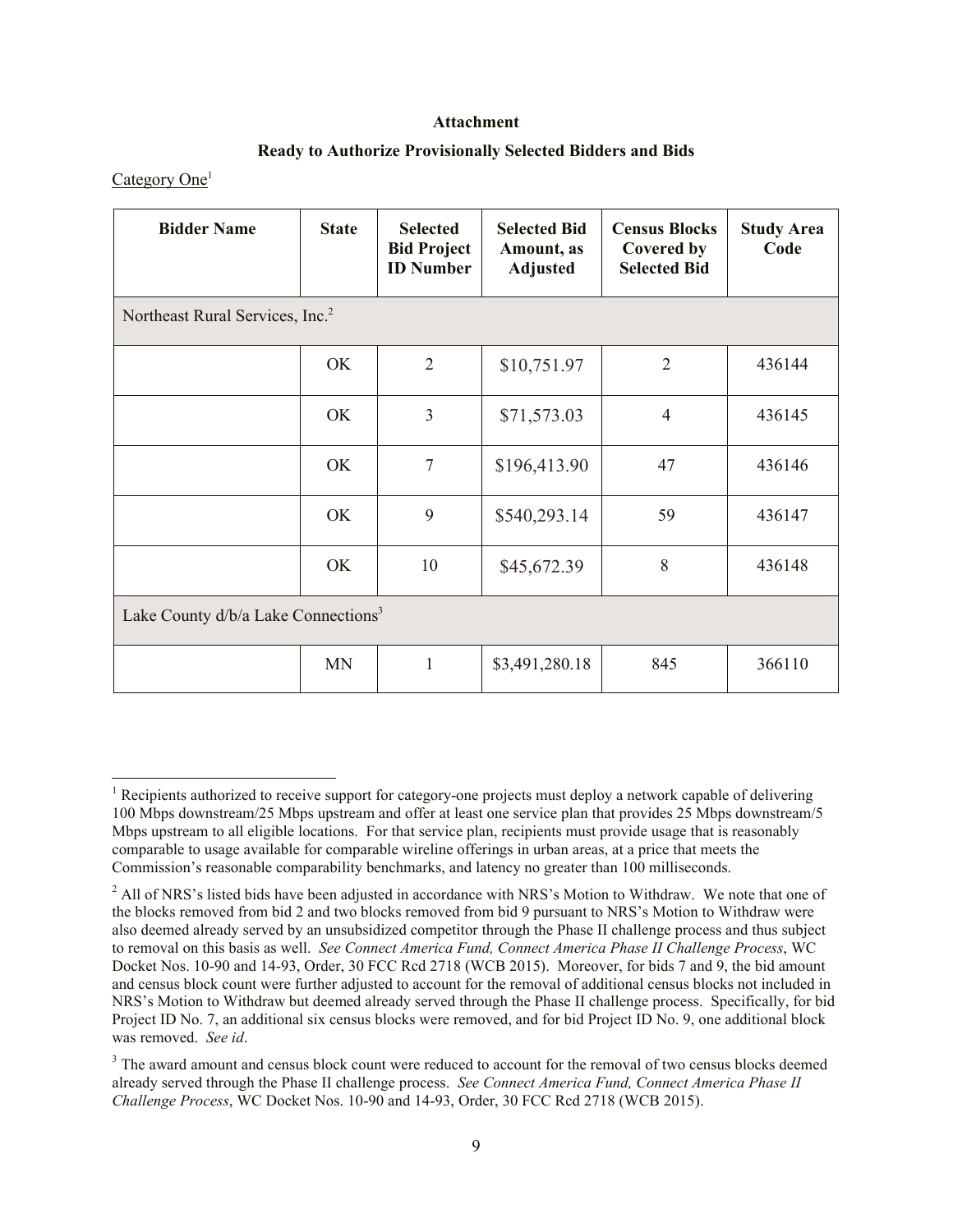**Attachment**

**Ready to Authorize Provisionally Selected Bidders and Bids**

Category One[1]

| Bidder Name | State | Selected Bid Project ID Number | Selected Bid Amount, as Adjusted | Census Blocks Covered by Selected Bid | Study Area Code |
|---|---|---|---|---|---|
| Northeast Rural Services, Inc.[2] | | | | | |
| | OK | 2 | $10,751.97 | 2 | 436144 |
| | OK | 3 | $71,573.03 | 4 | 436145 |
| | OK | 7 | $196,413.90 | 47 | 436146 |
| | OK | 9 | $540,293.14 | 59 | 436147 |
| | OK | 10 | $45,672.39 | 8 | 436148 |
| Lake County d/b/a Lake Connections[3] | | | | | |
| | MN | 1 | $3,491,280.18 | 845 | 366110 |

[1] Recipients authorized to receive support for category-one projects must deploy a network capable of delivering 100 Mbps downstream/25 Mbps upstream and offer at least one service plan that provides 25 Mbps downstream/5 Mbps upstream to all eligible locations. For that service plan, recipients must provide usage that is reasonably comparable to usage available for comparable wireline offerings in urban areas, at a price that meets the Commission's reasonable comparability benchmarks, and latency no greater than 100 milliseconds.

[2] All of NRS's listed bids have been adjusted in accordance with NRS's Motion to Withdraw. We note that one of the blocks removed from bid 2 and two blocks removed from bid 9 pursuant to NRS's Motion to Withdraw were also deemed already served by an unsubsidized competitor through the Phase II challenge process and thus subject to removal on this basis as well. *See Connect America Fund, Connect America Phase II Challenge Process*, WC Docket Nos. 10-90 and 14-93, Order, 30 FCC Rcd 2718 (WCB 2015). Moreover, for bids 7 and 9, the bid amount and census block count were further adjusted to account for the removal of additional census blocks not included in NRS's Motion to Withdraw but deemed already served through the Phase II challenge process. Specifically, for bid Project ID No. 7, an additional six census blocks were removed, and for bid Project ID No. 9, one additional block was removed. *See id*.

[3] The award amount and census block count were reduced to account for the removal of two census blocks deemed already served through the Phase II challenge process. *See Connect America Fund, Connect America Phase II Challenge Process*, WC Docket Nos. 10-90 and 14-93, Order, 30 FCC Rcd 2718 (WCB 2015).